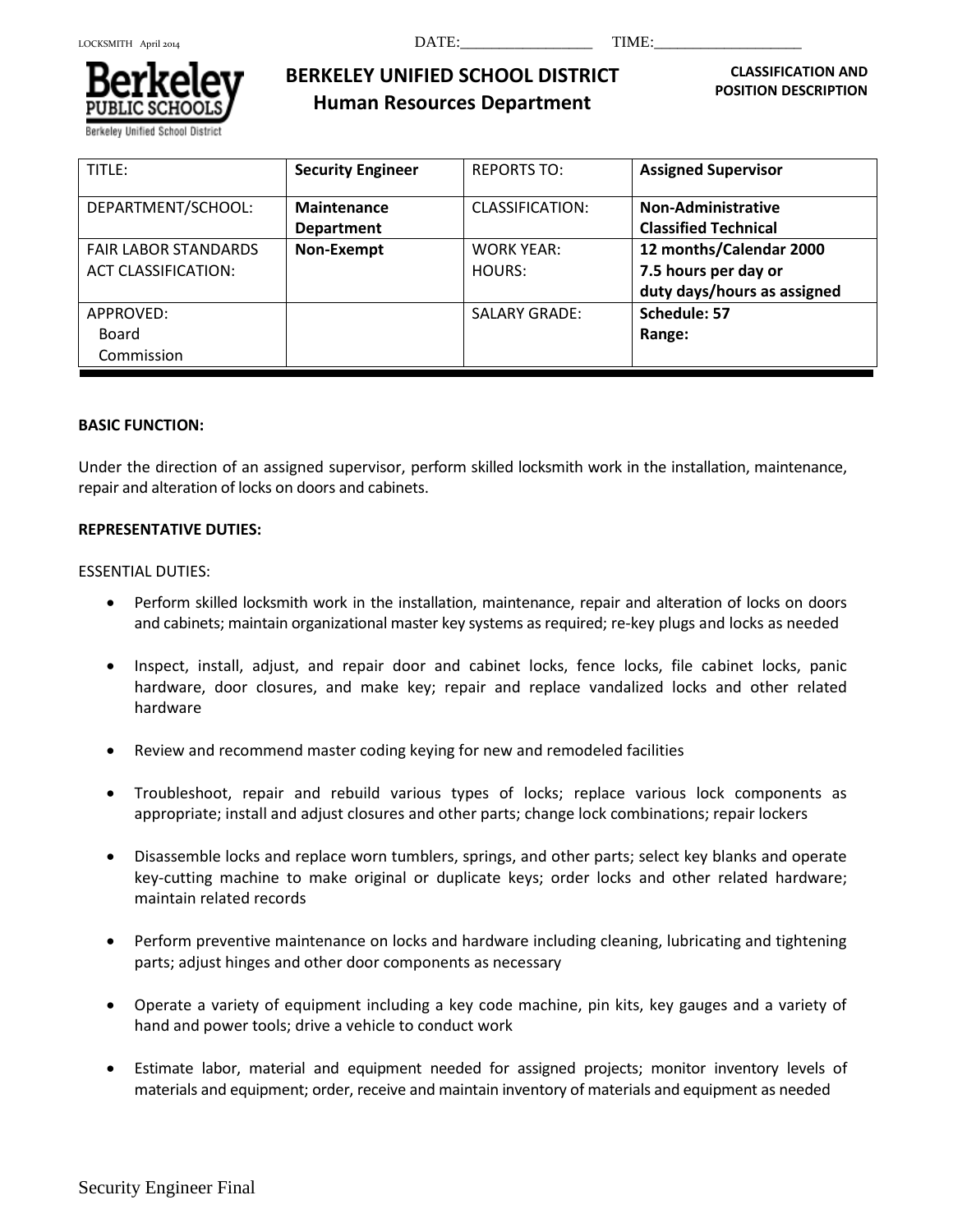DATE:________________ TIME:__________________

**BERKELEY UNIFIED SCHOOL DISTRICT**
**Human Resources Department**

**CLASSIFICATION AND POSITION DESCRIPTION**

| TITLE: | **Security Engineer** | REPORTS TO: | **Assigned Supervisor** |
|---|---|---|---|
| DEPARTMENT/SCHOOL: | **Maintenance Department** | CLASSIFICATION: | **Non-Administrative Classified Technical** |
| FAIR LABOR STANDARDS ACT CLASSIFICATION: | **Non-Exempt** | WORK YEAR: HOURS: | **12 months/Calendar 2000 7.5 hours per day or duty days/hours as assigned** |
| APPROVED: Board Commission | | SALARY GRADE: | **Schedule: 57 Range:** |

**BASIC FUNCTION:**

Under the direction of an assigned supervisor, perform skilled locksmith work in the installation, maintenance, repair and alteration of locks on doors and cabinets.

**REPRESENTATIVE DUTIES:**

ESSENTIAL DUTIES:

- Perform skilled locksmith work in the installation, maintenance, repair and alteration of locks on doors and cabinets; maintain organizational master key systems as required; re-key plugs and locks as needed

- Inspect, install, adjust, and repair door and cabinet locks, fence locks, file cabinet locks, panic hardware, door closures, and make key; repair and replace vandalized locks and other related hardware

- Review and recommend master coding keying for new and remodeled facilities

- Troubleshoot, repair and rebuild various types of locks; replace various lock components as appropriate; install and adjust closures and other parts; change lock combinations; repair lockers

- Disassemble locks and replace worn tumblers, springs, and other parts; select key blanks and operate key-cutting machine to make original or duplicate keys; order locks and other related hardware; maintain related records

- Perform preventive maintenance on locks and hardware including cleaning, lubricating and tightening parts; adjust hinges and other door components as necessary

- Operate a variety of equipment including a key code machine, pin kits, key gauges and a variety of hand and power tools; drive a vehicle to conduct work

- Estimate labor, material and equipment needed for assigned projects; monitor inventory levels of materials and equipment; order, receive and maintain inventory of materials and equipment as needed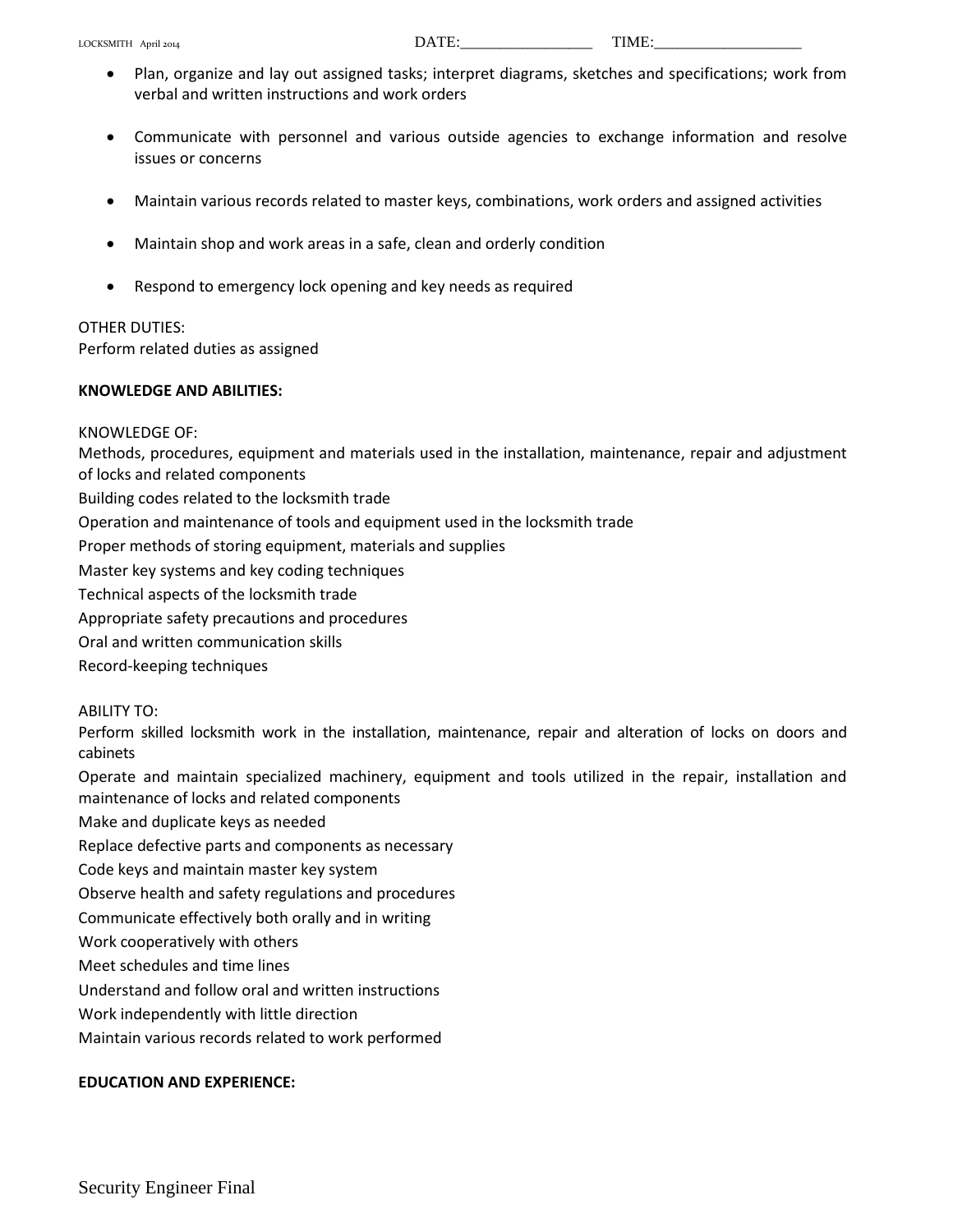- Plan, organize and lay out assigned tasks; interpret diagrams, sketches and specifications; work from verbal and written instructions and work orders

- Communicate with personnel and various outside agencies to exchange information and resolve issues or concerns

- Maintain various records related to master keys, combinations, work orders and assigned activities

- Maintain shop and work areas in a safe, clean and orderly condition

- Respond to emergency lock opening and key needs as required

OTHER DUTIES:
Perform related duties as assigned

**KNOWLEDGE AND ABILITIES:**

KNOWLEDGE OF:
Methods, procedures, equipment and materials used in the installation, maintenance, repair and adjustment of locks and related components
Building codes related to the locksmith trade
Operation and maintenance of tools and equipment used in the locksmith trade
Proper methods of storing equipment, materials and supplies
Master key systems and key coding techniques
Technical aspects of the locksmith trade
Appropriate safety precautions and procedures
Oral and written communication skills
Record-keeping techniques

ABILITY TO:
Perform skilled locksmith work in the installation, maintenance, repair and alteration of locks on doors and cabinets
Operate and maintain specialized machinery, equipment and tools utilized in the repair, installation and maintenance of locks and related components
Make and duplicate keys as needed
Replace defective parts and components as necessary
Code keys and maintain master key system
Observe health and safety regulations and procedures
Communicate effectively both orally and in writing
Work cooperatively with others
Meet schedules and time lines
Understand and follow oral and written instructions
Work independently with little direction
Maintain various records related to work performed

**EDUCATION AND EXPERIENCE:**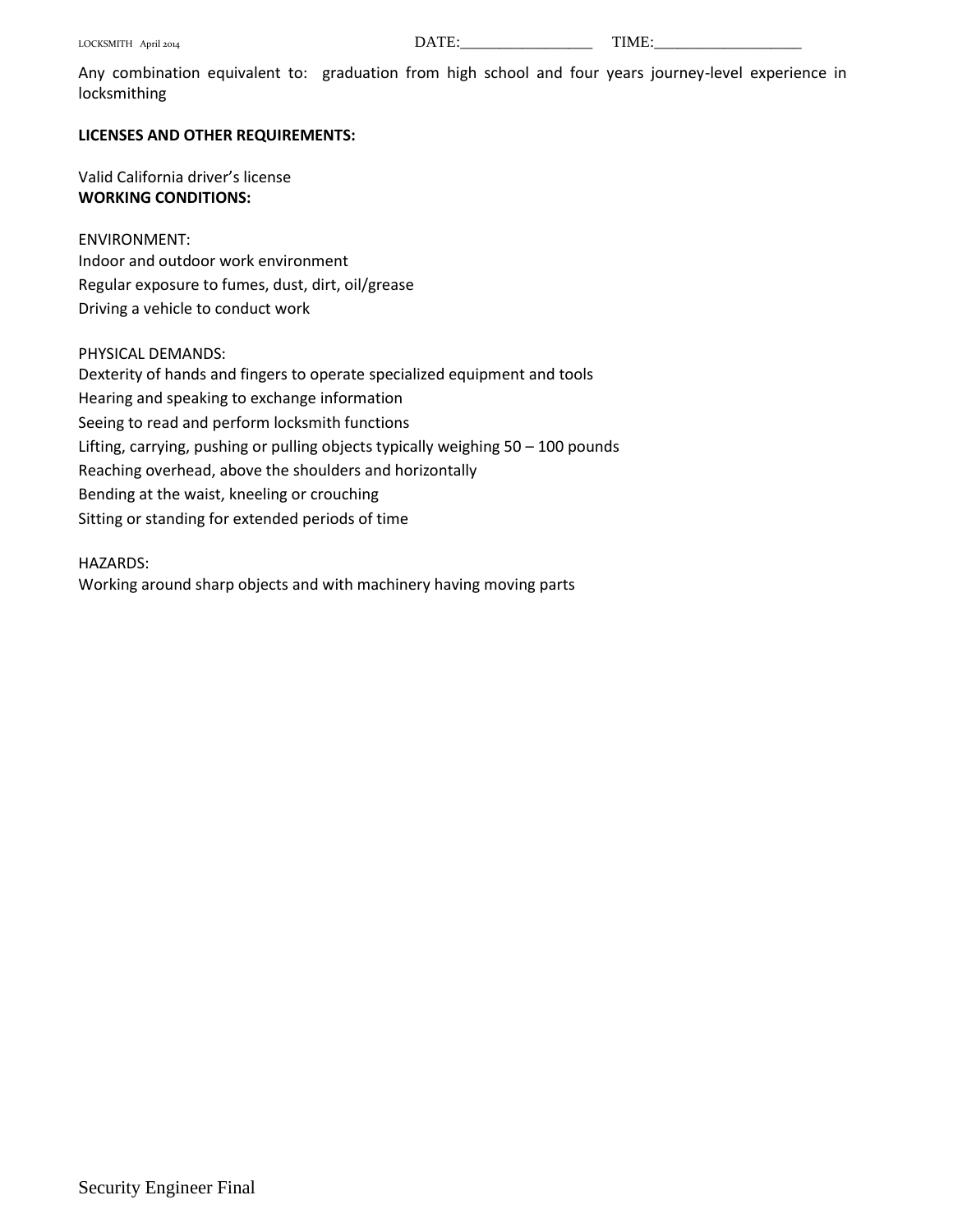Any combination equivalent to: graduation from high school and four years journey-level experience in locksmithing

**LICENSES AND OTHER REQUIREMENTS:**

Valid California driver's license

**WORKING CONDITIONS:**

ENVIRONMENT:

Indoor and outdoor work environment

Regular exposure to fumes, dust, dirt, oil/grease

Driving a vehicle to conduct work

PHYSICAL DEMANDS:

Dexterity of hands and fingers to operate specialized equipment and tools

Hearing and speaking to exchange information

Seeing to read and perform locksmith functions

Lifting, carrying, pushing or pulling objects typically weighing 50 – 100 pounds

Reaching overhead, above the shoulders and horizontally

Bending at the waist, kneeling or crouching

Sitting or standing for extended periods of time

HAZARDS:

Working around sharp objects and with machinery having moving parts